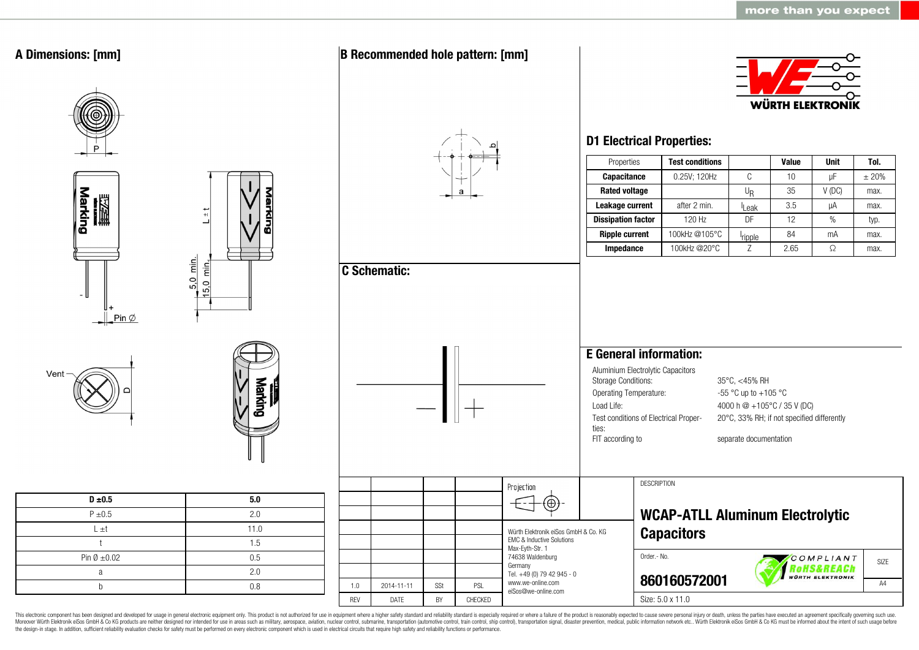more than you expect

## A Dimensions: [mm]

| D ±0.5 | 5.0 |
|---|---|
| P ±0.5 | 2.0 |
| L ±t | 11.0 |
| t | 1.5 |
| Pin Ø ±0.02 | 0.5 |
| a | 2.0 |
| b | 0.8 |

## B Recommended hole pattern: [mm]

## C Schematic:

## D1 Electrical Properties:

| Properties | Test conditions | | Value | Unit | Tol. |
|---|---|---|---|---|---|
| **Capacitance** | 0.25V; 120Hz | C | 10 | µF | ± 20% |
| **Rated voltage** | | $U_R$ | 35 | V (DC) | max. |
| **Leakage current** | after 2 min. | $I_{Leak}$ | 3.5 | µA | max. |
| **Dissipation factor** | 120 Hz | DF | 12 | % | typ. |
| **Ripple current** | 100kHz @105°C | $I_{ripple}$ | 84 | mA | max. |
| **Impedance** | 100kHz @20°C | Z | 2.65 | Ω | max. |

## E General information:

Aluminium Electrolytic Capacitors

| | |
|---|---|
| Storage Conditions: | 35°C, <45% RH |
| Operating Temperature: | -55 °C up to +105 °C |
| Load Life: | 4000 h @ +105°C / 35 V (DC) |
| Test conditions of Electrical Properties: | 20°C, 33% RH; if not specified differently |
| FIT according to | separate documentation |

| REV | DATE | BY | CHECKED |
|---|---|---|---|
| 1.0 | 2014-11-11 | SSt | PSL |

Projection

Würth Elektronik eiSos GmbH & Co. KG
EMC & Inductive Solutions
Max-Eyth-Str. 1
74638 Waldenburg
Germany
Tel. +49 (0) 79 42 945 - 0
www.we-online.com
eiSos@we-online.com

DESCRIPTION

**WCAP-ATLL Aluminum Electrolytic Capacitors**

Order.- No.

**860160572001**

COMPLIANT RoHS&REACh WÜRTH ELEKTRONIK

SIZE A4

Size: 5.0 x 11.0

This electronic component has been designed and developed for usage in general electronic equipment only. This product is not authorized for use in equipment where a higher safety standard and reliability standard is especially required or where a failure of the product is reasonably expected to cause severe personal injury or death, unless the parties have executed an agreement specifically governing such use. Moreover Würth Elektronik eiSos GmbH & Co KG products are neither designed nor intended for use in areas such as military, aerospace, aviation, nuclear control, submarine, transportation (automotive control, train control, ship control), transportation signal, disaster prevention, medical, public information network etc.. Würth Elektronik eiSos GmbH & Co KG must be informed about the intent of such usage before the design-in stage. In addition, sufficient reliability evaluation checks for safety must be performed on every electronic component which is used in electrical circuits that require high safety and reliability functions or performance.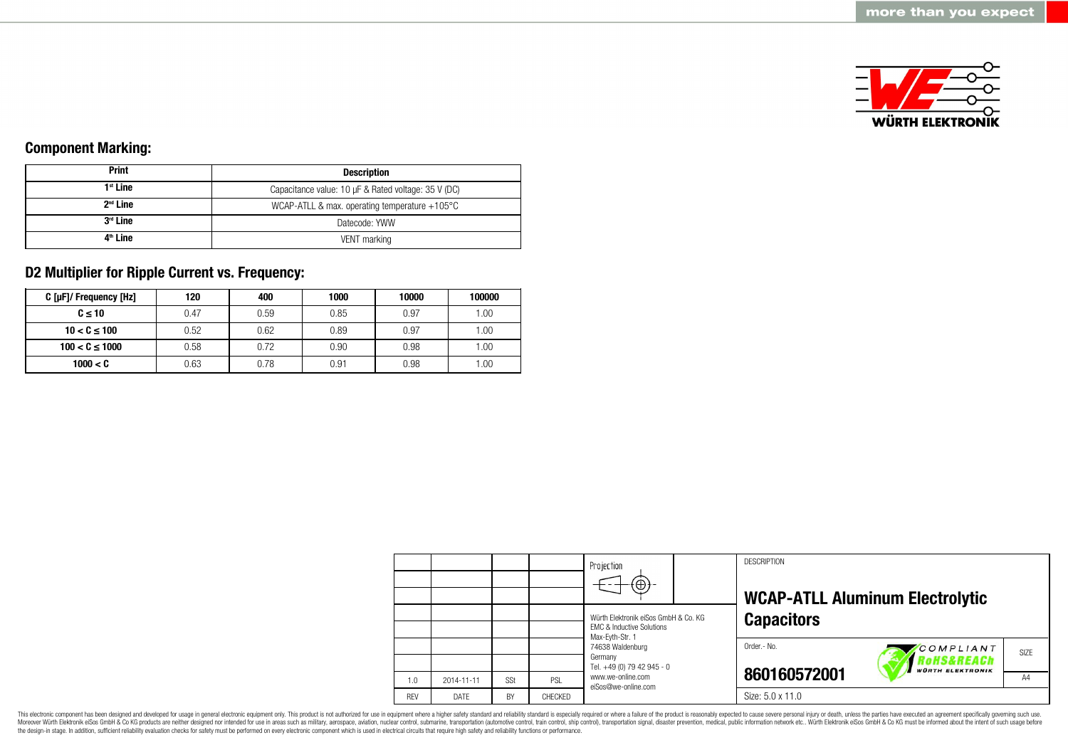## Component Marking:

| Print | Description |
|---|---|
| 1st Line | Capacitance value: 10 µF & Rated voltage: 35 V (DC) |
| 2nd Line | WCAP-ATLL & max. operating temperature +105°C |
| 3rd Line | Datecode: YWW |
| 4th Line | VENT marking |

## D2 Multiplier for Ripple Current vs. Frequency:

| C [µF]/ Frequency [Hz] | 120 | 400 | 1000 | 10000 | 100000 |
|---|---|---|---|---|---|
| C ≤ 10 | 0.47 | 0.59 | 0.85 | 0.97 | 1.00 |
| 10 < C ≤ 100 | 0.52 | 0.62 | 0.89 | 0.97 | 1.00 |
| 100 < C ≤ 1000 | 0.58 | 0.72 | 0.90 | 0.98 | 1.00 |
| 1000 < C | 0.63 | 0.78 | 0.91 | 0.98 | 1.00 |

| REV | DATE | BY | CHECKED |
|---|---|---|---|
| 1.0 | 2014-11-11 | SSt | PSL |

Projection

Würth Elektronik eiSos GmbH & Co. KG
EMC & Inductive Solutions
Max-Eyth-Str. 1
74638 Waldenburg
Germany
Tel. +49 (0) 79 42 945 - 0
www.we-online.com
eiSos@we-online.com

DESCRIPTION

**WCAP-ATLL Aluminum Electrolytic Capacitors**

Order.- No.

**860160572001**

COMPLIANT RoHS&REACh WÜRTH ELEKTRONIK

SIZE: A4

Size: 5.0 x 11.0

This electronic component has been designed and developed for usage in general electronic equipment only. This product is not authorized for use in equipment where a higher safety standard and reliability standard is especially required or where a failure of the product is reasonably expected to cause severe personal injury or death, unless the parties have executed an agreement specifically governing such use. Moreover Würth Elektronik eiSos GmbH & Co KG products are neither designed nor intended for use in areas such as military, aerospace, aviation, nuclear control, submarine, transportation (automotive control, train control, ship control), transportation signal, disaster prevention, medical, public information network etc.. Würth Elektronik eiSos GmbH & Co KG must be informed about the intent of such usage before the design-in stage. In addition, sufficient reliability evaluation checks for safety must be performed on every electronic component which is used in electrical circuits that require high safety and reliability functions or performance.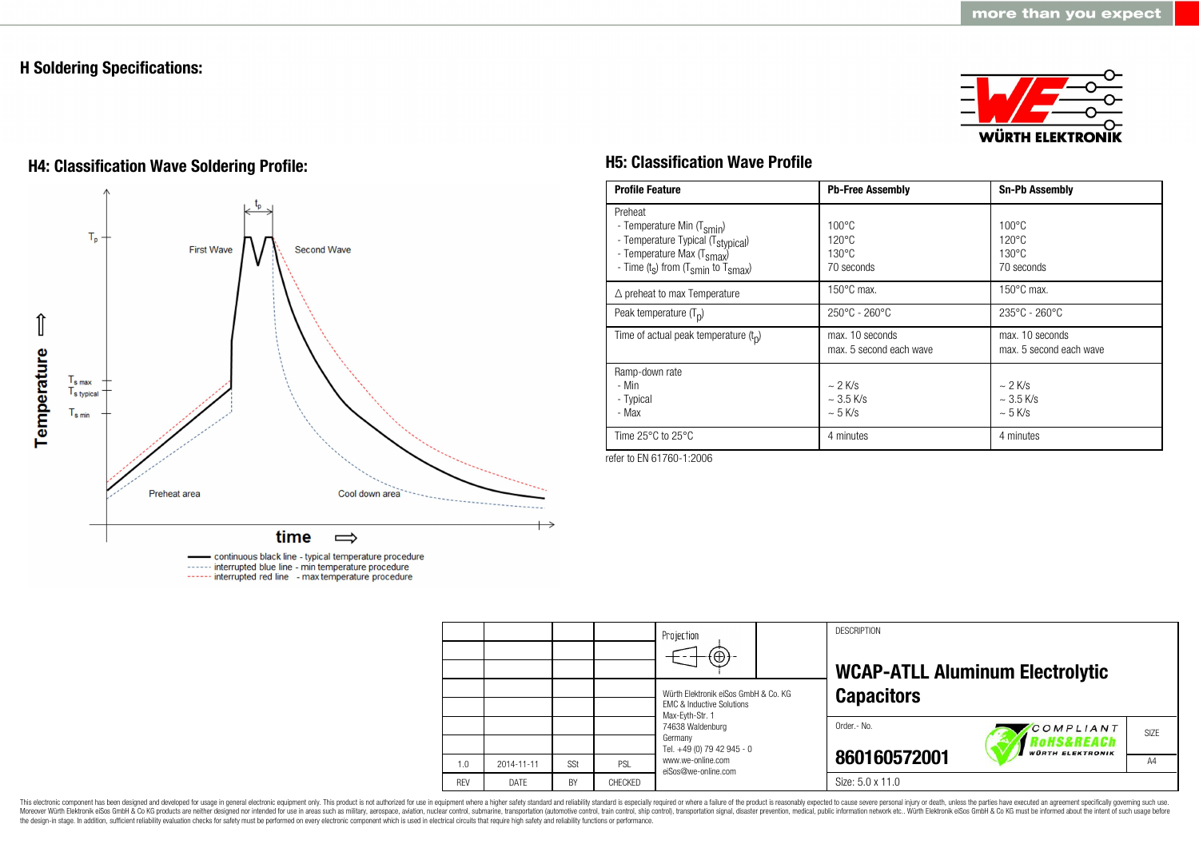## H Soldering Specifications:

### H4: Classification Wave Soldering Profile:

Temperature ⇧

$T_p$

$T_{s\ max}$

$T_{s\ typical}$

$T_{s\ min}$

$t_p$

First Wave

Second Wave

Preheat area

Cool down area

time ⇨

continuous black line - typical temperature procedure
interrupted blue line - min temperature procedure
interrupted red line - max temperature procedure

### H5: Classification Wave Profile

| Profile Feature | Pb-Free Assembly | Sn-Pb Assembly |
|---|---|---|
| Preheat<br>- Temperature Min ($T_{smin}$)<br>- Temperature Typical ($T_{stypical}$)<br>- Temperature Max ($T_{smax}$)<br>- Time ($t_s$) from ($T_{smin}$ to $T_{smax}$) | 100°C<br>120°C<br>130°C<br>70 seconds | 100°C<br>120°C<br>130°C<br>70 seconds |
| Δ preheat to max Temperature | 150°C max. | 150°C max. |
| Peak temperature ($T_p$) | 250°C - 260°C | 235°C - 260°C |
| Time of actual peak temperature ($t_p$) | max. 10 seconds<br>max. 5 second each wave | max. 10 seconds<br>max. 5 second each wave |
| Ramp-down rate<br>- Min<br>- Typical<br>- Max | ~ 2 K/s<br>~ 3.5 K/s<br>~ 5 K/s | ~ 2 K/s<br>~ 3.5 K/s<br>~ 5 K/s |
| Time 25°C to 25°C | 4 minutes | 4 minutes |

refer to EN 61760-1:2006

| | | | |
|---|---|---|---|
| 1.0 | 2014-11-11 | SSt | PSL |
| REV | DATE | BY | CHECKED |

Projection

Würth Elektronik eiSos GmbH & Co. KG
EMC & Inductive Solutions
Max-Eyth-Str. 1
74638 Waldenburg
Germany
Tel. +49 (0) 79 42 945 - 0
www.we-online.com
eiSos@we-online.com

DESCRIPTION

**WCAP-ATLL Aluminum Electrolytic Capacitors**

Order.- No.

**860160572001**

SIZE: A4

Size: 5.0 x 11.0

This electronic component has been designed and developed for usage in general electronic equipment only. This product is not authorized for use in equipment where a higher safety standard and reliability standard is especially required or where a failure of the product is reasonably expected to cause severe personal injury or death, unless the parties have executed an agreement specifically governing such use. Moreover Würth Elektronik eiSos GmbH & Co KG products are neither designed nor intended for use in areas such as military, aerospace, aviation, nuclear control, submarine, transportation (automotive control, train control, ship control), transportation signal, disaster prevention, medical, public information network etc.. Würth Elektronik eiSos GmbH & Co KG must be informed about the intent of such usage before the design-in stage. In addition, sufficient reliability evaluation checks for safety must be performed on every electronic component which is used in electrical circuits that require high safety and reliability functions or performance.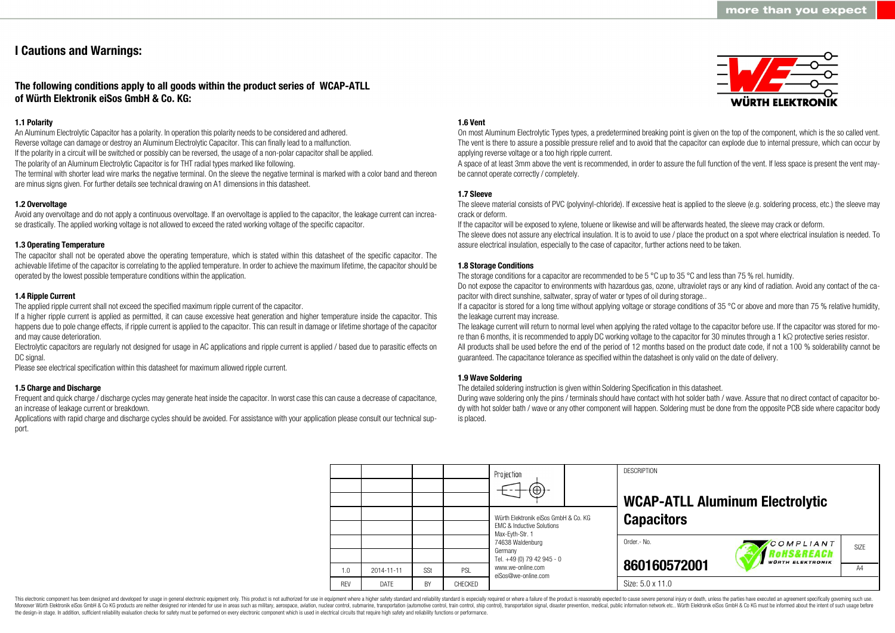# I Cautions and Warnings:

## The following conditions apply to all goods within the product series of WCAP-ATLL of Würth Elektronik eiSos GmbH & Co. KG:

### 1.1 Polarity

An Aluminum Electrolytic Capacitor has a polarity. In operation this polarity needs to be considered and adhered.
Reverse voltage can damage or destroy an Aluminum Electrolytic Capacitor. This can finally lead to a malfunction.
If the polarity in a circuit will be switched or possibly can be reversed, the usage of a non-polar capacitor shall be applied.
The polarity of an Aluminum Electrolytic Capacitor is for THT radial types marked like following.
The terminal with shorter lead wire marks the negative terminal. On the sleeve the negative terminal is marked with a color band and thereon are minus signs given. For further details see technical drawing on A1 dimensions in this datasheet.

### 1.2 Overvoltage

Avoid any overvoltage and do not apply a continuous overvoltage. If an overvoltage is applied to the capacitor, the leakage current can increase drastically. The applied working voltage is not allowed to exceed the rated working voltage of the specific capacitor.

### 1.3 Operating Temperature

The capacitor shall not be operated above the operating temperature, which is stated within this datasheet of the specific capacitor. The achievable lifetime of the capacitor is correlating to the applied temperature. In order to achieve the maximum lifetime, the capacitor should be operated by the lowest possible temperature conditions within the application.

### 1.4 Ripple Current

The applied ripple current shall not exceed the specified maximum ripple current of the capacitor.
If a higher ripple current is applied as permitted, it can cause excessive heat generation and higher temperature inside the capacitor. This happens due to pole change effects, if ripple current is applied to the capacitor. This can result in damage or lifetime shortage of the capacitor and may cause deterioration.
Electrolytic capacitors are regularly not designed for usage in AC applications and ripple current is applied / based due to parasitic effects on DC signal.
Please see electrical specification within this datasheet for maximum allowed ripple current.

### 1.5 Charge and Discharge

Frequent and quick charge / discharge cycles may generate heat inside the capacitor. In worst case this can cause a decrease of capacitance, an increase of leakage current or breakdown.
Applications with rapid charge and discharge cycles should be avoided. For assistance with your application please consult our technical support.

### 1.6 Vent

On most Aluminum Electrolytic Types types, a predetermined breaking point is given on the top of the component, which is the so called vent. The vent is there to assure a possible pressure relief and to avoid that the capacitor can explode due to internal pressure, which can occur by applying reverse voltage or a too high ripple current.
A space of at least 3mm above the vent is recommended, in order to assure the full function of the vent. If less space is present the vent maybe cannot operate correctly / completely.

### 1.7 Sleeve

The sleeve material consists of PVC (polyvinyl-chloride). If excessive heat is applied to the sleeve (e.g. soldering process, etc.) the sleeve may crack or deform.
If the capacitor will be exposed to xylene, toluene or likewise and will be afterwards heated, the sleeve may crack or deform.
The sleeve does not assure any electrical insulation. It is to avoid to use / place the product on a spot where electrical insulation is needed. To assure electrical insulation, especially to the case of capacitor, further actions need to be taken.

### 1.8 Storage Conditions

The storage conditions for a capacitor are recommended to be 5 °C up to 35 °C and less than 75 % rel. humidity.
Do not expose the capacitor to environments with hazardous gas, ozone, ultraviolet rays or any kind of radiation. Avoid any contact of the capacitor with direct sunshine, saltwater, spray of water or types of oil during storage..
If a capacitor is stored for a long time without applying voltage or storage conditions of 35 °C or above and more than 75 % relative humidity, the leakage current may increase.
The leakage current will return to normal level when applying the rated voltage to the capacitor before use. If the capacitor was stored for more than 6 months, it is recommended to apply DC working voltage to the capacitor for 30 minutes through a 1 kΩ protective series resistor.
All products shall be used before the end of the period of 12 months based on the product date code, if not a 100 % solderability cannot be guaranteed. The capacitance tolerance as specified within the datasheet is only valid on the date of delivery.

### 1.9 Wave Soldering

The detailed soldering instruction is given within Soldering Specification in this datasheet.
During wave soldering only the pins / terminals should have contact with hot solder bath / wave. Assure that no direct contact of capacitor body with hot solder bath / wave or any other component will happen. Soldering must be done from the opposite PCB side where capacitor body is placed.

| | | | | Projection | DESCRIPTION |
|---|---|---|---|---|---|
| | | | | | **WCAP-ATLL Aluminum Electrolytic Capacitors** |
| | | | | Würth Elektronik eiSos GmbH & Co. KG<br>EMC & Inductive Solutions<br>Max-Eyth-Str. 1<br>74638 Waldenburg<br>Germany<br>Tel. +49 (0) 79 42 945 - 0<br>www.we-online.com<br>eiSos@we-online.com | Order.- No. **860160572001** — SIZE A4 |
| 1.0 | 2014-11-11 | SSt | PSL | | |
| REV | DATE | BY | CHECKED | | Size: 5.0 x 11.0 |

This electronic component has been designed and developed for usage in general electronic equipment only. This product is not authorized for use in equipment where a higher safety standard and reliability standard is especially required or where a failure of the product is reasonably expected to cause severe personal injury or death, unless the parties have executed an agreement specifically governing such use. Moreover Würth Elektronik eiSos GmbH & Co KG products are neither designed nor intended for use in areas such as military, aerospace, aviation, nuclear control, submarine, transportation (automotive control, train control, ship control), transportation signal, disaster prevention, medical, public information network etc.. Würth Elektronik eiSos GmbH & Co KG must be informed about the intent of such usage before the design-in stage. In addition, sufficient reliability evaluation checks for safety must be performed on every electronic component which is used in electrical circuits that require high safety and reliability functions or performance.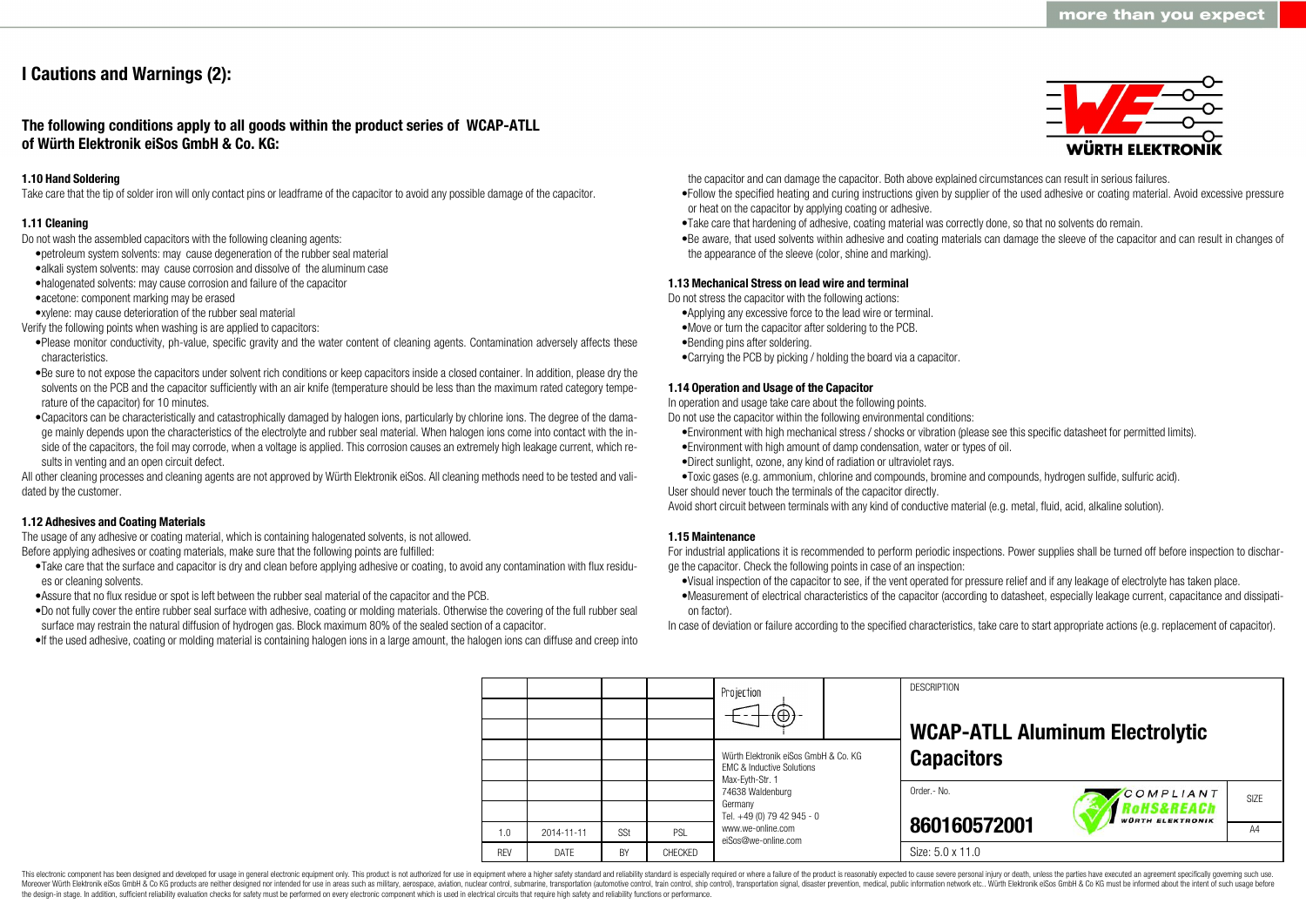# I Cautions and Warnings (2):

**The following conditions apply to all goods within the product series of WCAP-ATLL of Würth Elektronik eiSos GmbH & Co. KG:**

### 1.10 Hand Soldering

Take care that the tip of solder iron will only contact pins or leadframe of the capacitor to avoid any possible damage of the capacitor.

### 1.11 Cleaning

Do not wash the assembled capacitors with the following cleaning agents:

- petroleum system solvents: may cause degeneration of the rubber seal material
- alkali system solvents: may cause corrosion and dissolve of the aluminum case
- halogenated solvents: may cause corrosion and failure of the capacitor
- acetone: component marking may be erased
- xylene: may cause deterioration of the rubber seal material

Verify the following points when washing is are applied to capacitors:

- Please monitor conductivity, ph-value, specific gravity and the water content of cleaning agents. Contamination adversely affects these characteristics.
- Be sure to not expose the capacitors under solvent rich conditions or keep capacitors inside a closed container. In addition, please dry the solvents on the PCB and the capacitor sufficiently with an air knife (temperature should be less than the maximum rated category temperature of the capacitor) for 10 minutes.
- Capacitors can be characteristically and catastrophically damaged by halogen ions, particularly by chlorine ions. The degree of the damage mainly depends upon the characteristics of the electrolyte and rubber seal material. When halogen ions come into contact with the inside of the capacitors, the foil may corrode, when a voltage is applied. This corrosion causes an extremely high leakage current, which results in venting and an open circuit defect.

All other cleaning processes and cleaning agents are not approved by Würth Elektronik eiSos. All cleaning methods need to be tested and validated by the customer.

### 1.12 Adhesives and Coating Materials

The usage of any adhesive or coating material, which is containing halogenated solvents, is not allowed.

Before applying adhesives or coating materials, make sure that the following points are fulfilled:

- Take care that the surface and capacitor is dry and clean before applying adhesive or coating, to avoid any contamination with flux residues or cleaning solvents.
- Assure that no flux residue or spot is left between the rubber seal material of the capacitor and the PCB.
- Do not fully cover the entire rubber seal surface with adhesive, coating or molding materials. Otherwise the covering of the full rubber seal surface may restrain the natural diffusion of hydrogen gas. Block maximum 80% of the sealed section of a capacitor.
- If the used adhesive, coating or molding material is containing halogen ions in a large amount, the halogen ions can diffuse and creep into the capacitor and can damage the capacitor. Both above explained circumstances can result in serious failures.
- Follow the specified heating and curing instructions given by supplier of the used adhesive or coating material. Avoid excessive pressure or heat on the capacitor by applying coating or adhesive.
- Take care that hardening of adhesive, coating material was correctly done, so that no solvents do remain.
- Be aware, that used solvents within adhesive and coating materials can damage the sleeve of the capacitor and can result in changes of the appearance of the sleeve (color, shine and marking).

### 1.13 Mechanical Stress on lead wire and terminal

Do not stress the capacitor with the following actions:

- Applying any excessive force to the lead wire or terminal.
- Move or turn the capacitor after soldering to the PCB.
- Bending pins after soldering.
- Carrying the PCB by picking / holding the board via a capacitor.

### 1.14 Operation and Usage of the Capacitor

In operation and usage take care about the following points.

Do not use the capacitor within the following environmental conditions:

- Environment with high mechanical stress / shocks or vibration (please see this specific datasheet for permitted limits).
- Environment with high amount of damp condensation, water or types of oil.
- Direct sunlight, ozone, any kind of radiation or ultraviolet rays.
- Toxic gases (e.g. ammonium, chlorine and compounds, bromine and compounds, hydrogen sulfide, sulfuric acid).

User should never touch the terminals of the capacitor directly.

Avoid short circuit between terminals with any kind of conductive material (e.g. metal, fluid, acid, alkaline solution).

### 1.15 Maintenance

For industrial applications it is recommended to perform periodic inspections. Power supplies shall be turned off before inspection to discharge the capacitor. Check the following points in case of an inspection:

- Visual inspection of the capacitor to see, if the vent operated for pressure relief and if any leakage of electrolyte has taken place.
- Measurement of electrical characteristics of the capacitor (according to datasheet, especially leakage current, capacitance and dissipation factor).

In case of deviation or failure according to the specified characteristics, take care to start appropriate actions (e.g. replacement of capacitor).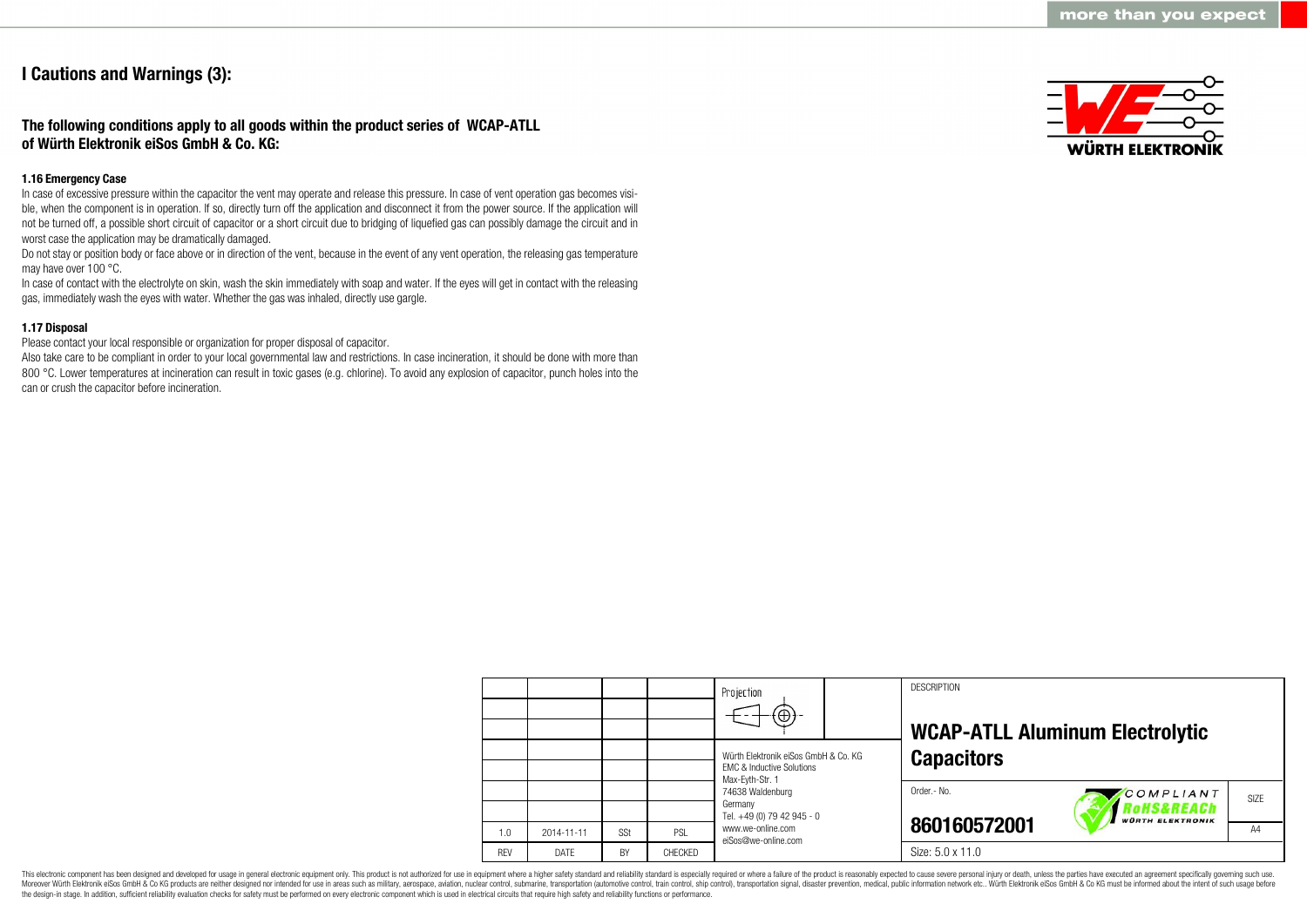# I Cautions and Warnings (3):

## The following conditions apply to all goods within the product series of WCAP-ATLL of Würth Elektronik eiSos GmbH & Co. KG:

### 1.16 Emergency Case

In case of excessive pressure within the capacitor the vent may operate and release this pressure. In case of vent operation gas becomes visible, when the component is in operation. If so, directly turn off the application and disconnect it from the power source. If the application will not be turned off, a possible short circuit of capacitor or a short circuit due to bridging of liquefied gas can possibly damage the circuit and in worst case the application may be dramatically damaged.

Do not stay or position body or face above or in direction of the vent, because in the event of any vent operation, the releasing gas temperature may have over 100 °C.

In case of contact with the electrolyte on skin, wash the skin immediately with soap and water. If the eyes will get in contact with the releasing gas, immediately wash the eyes with water. Whether the gas was inhaled, directly use gargle.

### 1.17 Disposal

Please contact your local responsible or organization for proper disposal of capacitor.

Also take care to be compliant in order to your local governmental law and restrictions. In case incineration, it should be done with more than 800 °C. Lower temperatures at incineration can result in toxic gases (e.g. chlorine). To avoid any explosion of capacitor, punch holes into the can or crush the capacitor before incineration.

| | | | | Projection | DESCRIPTION |
|---|---|---|---|---|---|
| | | | | | **WCAP-ATLL Aluminum Electrolytic Capacitors** |
| | | | | Würth Elektronik eiSos GmbH & Co. KG<br>EMC & Inductive Solutions<br>Max-Eyth-Str. 1<br>74638 Waldenburg<br>Germany<br>Tel. +49 (0) 79 42 945 - 0<br>www.we-online.com<br>eiSos@we-online.com | Order.- No. **860160572001** — SIZE A4 |
| 1.0 | 2014-11-11 | SSt | PSL | | |
| REV | DATE | BY | CHECKED | | Size: 5.0 x 11.0 |

This electronic component has been designed and developed for usage in general electronic equipment only. This product is not authorized for use in equipment where a higher safety standard and reliability standard is especially required or where a failure of the product is reasonably expected to cause severe personal injury or death, unless the parties have executed an agreement specifically governing such use. Moreover Würth Elektronik eiSos GmbH & Co KG products are neither designed nor intended for use in areas such as military, aerospace, aviation, nuclear control, submarine, transportation (automotive control, train control, ship control), transportation signal, disaster prevention, medical, public information network etc.. Würth Elektronik eiSos GmbH & Co KG must be informed about the intent of such usage before the design-in stage. In addition, sufficient reliability evaluation checks for safety must be performed on every electronic component which is used in electrical circuits that require high safety and reliability functions or performance.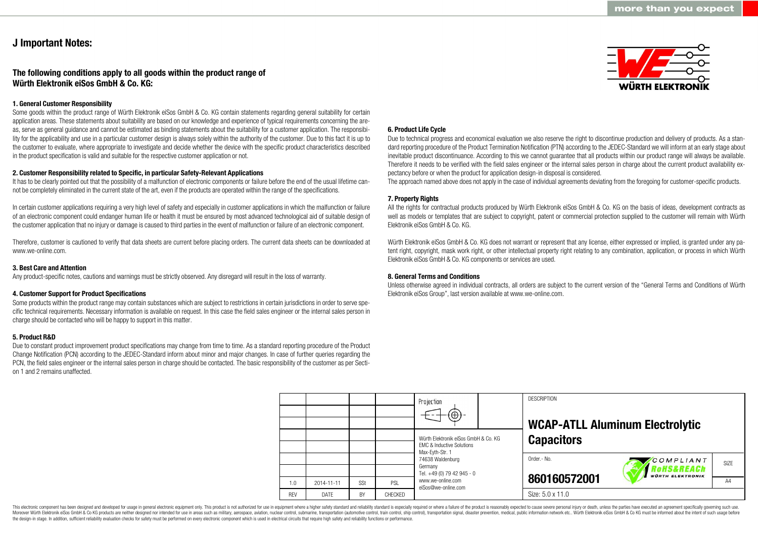# J Important Notes:

## The following conditions apply to all goods within the product range of Würth Elektronik eiSos GmbH & Co. KG:

### 1. General Customer Responsibility

Some goods within the product range of Würth Elektronik eiSos GmbH & Co. KG contain statements regarding general suitability for certain application areas. These statements about suitability are based on our knowledge and experience of typical requirements concerning the areas, serve as general guidance and cannot be estimated as binding statements about the suitability for a customer application. The responsibility for the applicability and use in a particular customer design is always solely within the authority of the customer. Due to this fact it is up to the customer to evaluate, where appropriate to investigate and decide whether the device with the specific product characteristics described in the product specification is valid and suitable for the respective customer application or not.

### 2. Customer Responsibility related to Specific, in particular Safety-Relevant Applications

It has to be clearly pointed out that the possibility of a malfunction of electronic components or failure before the end of the usual lifetime cannot be completely eliminated in the current state of the art, even if the products are operated within the range of the specifications.

In certain customer applications requiring a very high level of safety and especially in customer applications in which the malfunction or failure of an electronic component could endanger human life or health it must be ensured by most advanced technological aid of suitable design of the customer application that no injury or damage is caused to third parties in the event of malfunction or failure of an electronic component.

Therefore, customer is cautioned to verify that data sheets are current before placing orders. The current data sheets can be downloaded at www.we-online.com.

### 3. Best Care and Attention

Any product-specific notes, cautions and warnings must be strictly observed. Any disregard will result in the loss of warranty.

### 4. Customer Support for Product Specifications

Some products within the product range may contain substances which are subject to restrictions in certain jurisdictions in order to serve specific technical requirements. Necessary information is available on request. In this case the field sales engineer or the internal sales person in charge should be contacted who will be happy to support in this matter.

### 5. Product R&D

Due to constant product improvement product specifications may change from time to time. As a standard reporting procedure of the Product Change Notification (PCN) according to the JEDEC-Standard inform about minor and major changes. In case of further queries regarding the PCN, the field sales engineer or the internal sales person in charge should be contacted. The basic responsibility of the customer as per Section 1 and 2 remains unaffected.

### 6. Product Life Cycle

Due to technical progress and economical evaluation we also reserve the right to discontinue production and delivery of products. As a standard reporting procedure of the Product Termination Notification (PTN) according to the JEDEC-Standard we will inform at an early stage about inevitable product discontinuance. According to this we cannot guarantee that all products within our product range will always be available. Therefore it needs to be verified with the field sales engineer or the internal sales person in charge about the current product availability expectancy before or when the product for application design-in disposal is considered.

The approach named above does not apply in the case of individual agreements deviating from the foregoing for customer-specific products.

### 7. Property Rights

All the rights for contractual products produced by Würth Elektronik eiSos GmbH & Co. KG on the basis of ideas, development contracts as well as models or templates that are subject to copyright, patent or commercial protection supplied to the customer will remain with Würth Elektronik eiSos GmbH & Co. KG.

Würth Elektronik eiSos GmbH & Co. KG does not warrant or represent that any license, either expressed or implied, is granted under any patent right, copyright, mask work right, or other intellectual property right relating to any combination, application, or process in which Würth Elektronik eiSos GmbH & Co. KG components or services are used.

### 8. General Terms and Conditions

Unless otherwise agreed in individual contracts, all orders are subject to the current version of the "General Terms and Conditions of Würth Elektronik eiSos Group", last version available at www.we-online.com.

| | | | | | |
|---|---|---|---|---|---|
| | | | | Projection | DESCRIPTION: WCAP-ATLL Aluminum Electrolytic Capacitors |
| | | | | Würth Elektronik eiSos GmbH & Co. KG<br>EMC & Inductive Solutions<br>Max-Eyth-Str. 1<br>74638 Waldenburg<br>Germany<br>Tel. +49 (0) 79 42 945 - 0<br>www.we-online.com<br>eiSos@we-online.com | Order.- No.: 860160572001 — COMPLIANT RoHS&REACh — SIZE: A4 |
| 1.0 | 2014-11-11 | SSt | PSL | | |
| REV | DATE | BY | CHECKED | | Size: 5.0 x 11.0 |

This electronic component has been designed and developed for usage in general electronic equipment only. This product is not authorized for use in equipment where a higher safety standard and reliability standard is especially required or where a failure of the product is reasonably expected to cause severe personal injury or death, unless the parties have executed an agreement specifically governing such use. Moreover Würth Elektronik eiSos GmbH & Co KG products are neither designed nor intended for use in areas such as military, aerospace, aviation, nuclear control, submarine, transportation (automotive control, train control, ship control), transportation signal, disaster prevention, medical, public information network etc.. Würth Elektronik eiSos GmbH & Co KG must be informed about the intent of such usage before the design-in stage. In addition, sufficient reliability evaluation checks for safety must be performed on every electronic component which is used in electrical circuits that require high safety and reliability functions or performance.